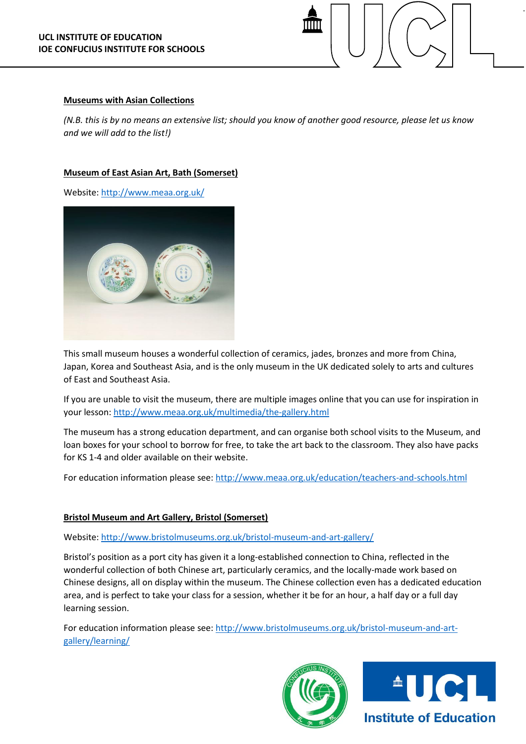## Museums with Asian Collections

*(N.B. this is by no means an extensive list; should you know of another good resource, please let us know and we will add to the list!)*

### Museum of East Asian Art, Bath (Somerset)

Website: http://www.meaa.org.uk/

This small museum houses a wonderful collection of ceramics, jades, bronzes and more from China, Japan, Korea and Southeast Asia, and is the only museum in the UK dedicated solely to arts and cultures of East and Southeast Asia.

If you are unable to visit the museum, there are multiple images online that you can use for inspiration in your lesson: http://www.meaa.org.uk/multimedia/the-gallery.html

The museum has a strong education department, and can organise both school visits to the Museum, and loan boxes for your school to borrow for free, to take the art back to the classroom. They also have packs for KS 1-4 and older available on their website.

For education information please see: http://www.meaa.org.uk/education/teachers-and-schools.html

### Bristol Museum and Art Gallery, Bristol (Somerset)

Website: http://www.bristolmuseums.org.uk/bristol-museum-and-art-gallery/

Bristol's position as a port city has given it a long-established connection to China, reflected in the wonderful collection of both Chinese art, particularly ceramics, and the locally-made work based on Chinese designs, all on display within the museum. The Chinese collection even has a dedicated education area, and is perfect to take your class for a session, whether it be for an hour, a half day or a full day learning session.

For education information please see: http://www.bristolmuseums.org.uk/bristol-museum-and-art-gallery/learning/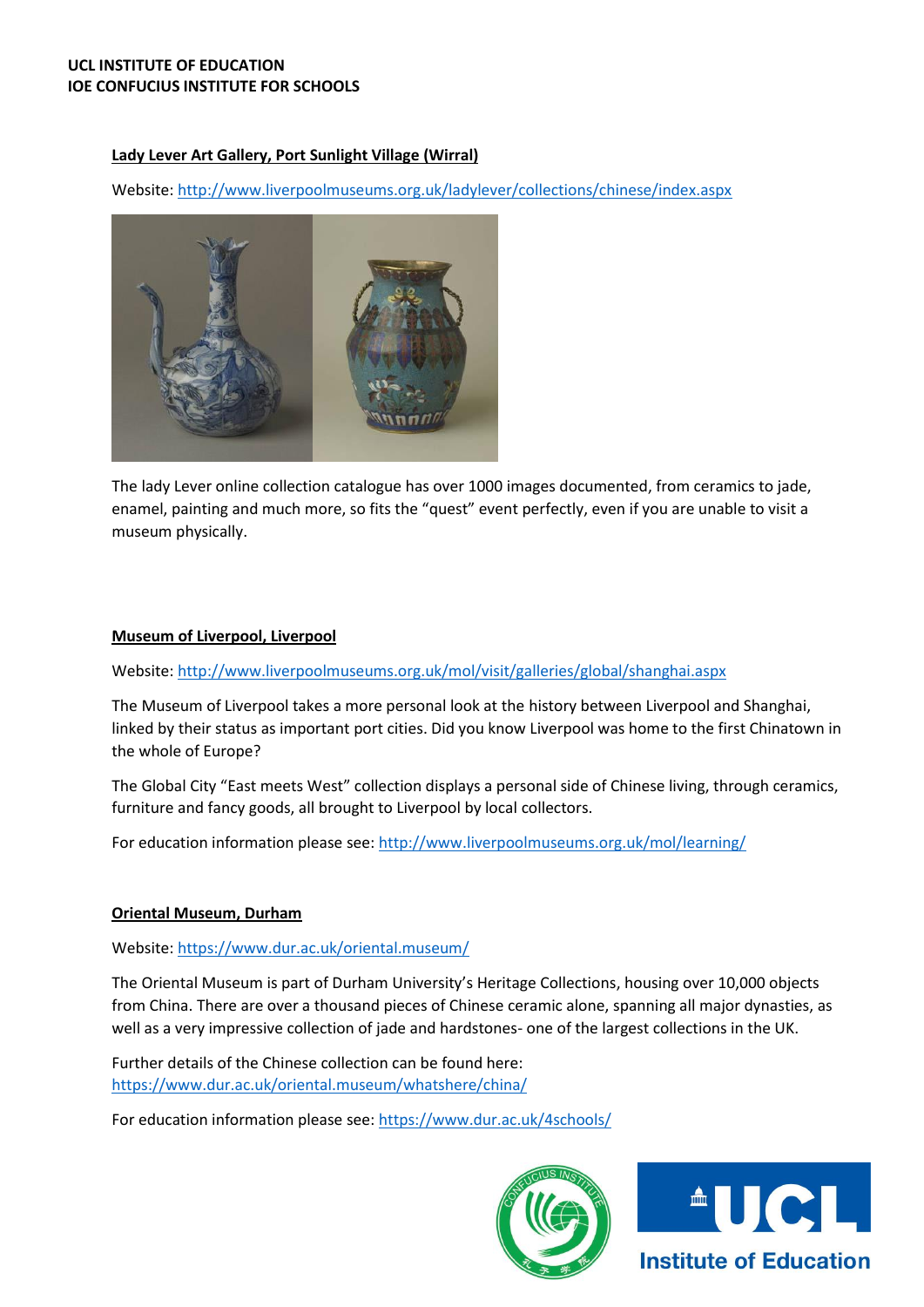### Lady Lever Art Gallery, Port Sunlight Village (Wirral)

Website: http://www.liverpoolmuseums.org.uk/ladylever/collections/chinese/index.aspx

The lady Lever online collection catalogue has over 1000 images documented, from ceramics to jade, enamel, painting and much more, so fits the "quest" event perfectly, even if you are unable to visit a museum physically.

### Museum of Liverpool, Liverpool

Website: http://www.liverpoolmuseums.org.uk/mol/visit/galleries/global/shanghai.aspx

The Museum of Liverpool takes a more personal look at the history between Liverpool and Shanghai, linked by their status as important port cities. Did you know Liverpool was home to the first Chinatown in the whole of Europe?

The Global City "East meets West" collection displays a personal side of Chinese living, through ceramics, furniture and fancy goods, all brought to Liverpool by local collectors.

For education information please see: http://www.liverpoolmuseums.org.uk/mol/learning/

### Oriental Museum, Durham

Website: https://www.dur.ac.uk/oriental.museum/

The Oriental Museum is part of Durham University's Heritage Collections, housing over 10,000 objects from China. There are over a thousand pieces of Chinese ceramic alone, spanning all major dynasties, as well as a very impressive collection of jade and hardstones- one of the largest collections in the UK.

Further details of the Chinese collection can be found here: https://www.dur.ac.uk/oriental.museum/whatshere/china/

For education information please see: https://www.dur.ac.uk/4schools/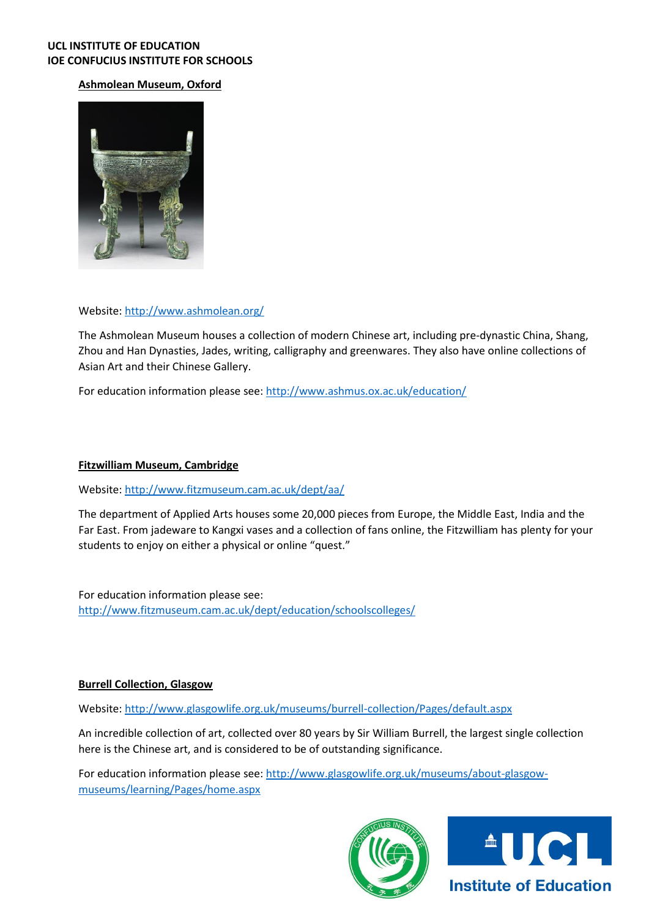**UCL INSTITUTE OF EDUCATION**
**IOE CONFUCIUS INSTITUTE FOR SCHOOLS**

## Ashmolean Museum, Oxford

Website: http://www.ashmolean.org/

The Ashmolean Museum houses a collection of modern Chinese art, including pre-dynastic China, Shang, Zhou and Han Dynasties, Jades, writing, calligraphy and greenwares. They also have online collections of Asian Art and their Chinese Gallery.

For education information please see: http://www.ashmus.ox.ac.uk/education/

## Fitzwilliam Museum, Cambridge

Website: http://www.fitzmuseum.cam.ac.uk/dept/aa/

The department of Applied Arts houses some 20,000 pieces from Europe, the Middle East, India and the Far East. From jadeware to Kangxi vases and a collection of fans online, the Fitzwilliam has plenty for your students to enjoy on either a physical or online "quest."

For education information please see: http://www.fitzmuseum.cam.ac.uk/dept/education/schoolscolleges/

## Burrell Collection, Glasgow

Website: http://www.glasgowlife.org.uk/museums/burrell-collection/Pages/default.aspx

An incredible collection of art, collected over 80 years by Sir William Burrell, the largest single collection here is the Chinese art, and is considered to be of outstanding significance.

For education information please see: http://www.glasgowlife.org.uk/museums/about-glasgow-museums/learning/Pages/home.aspx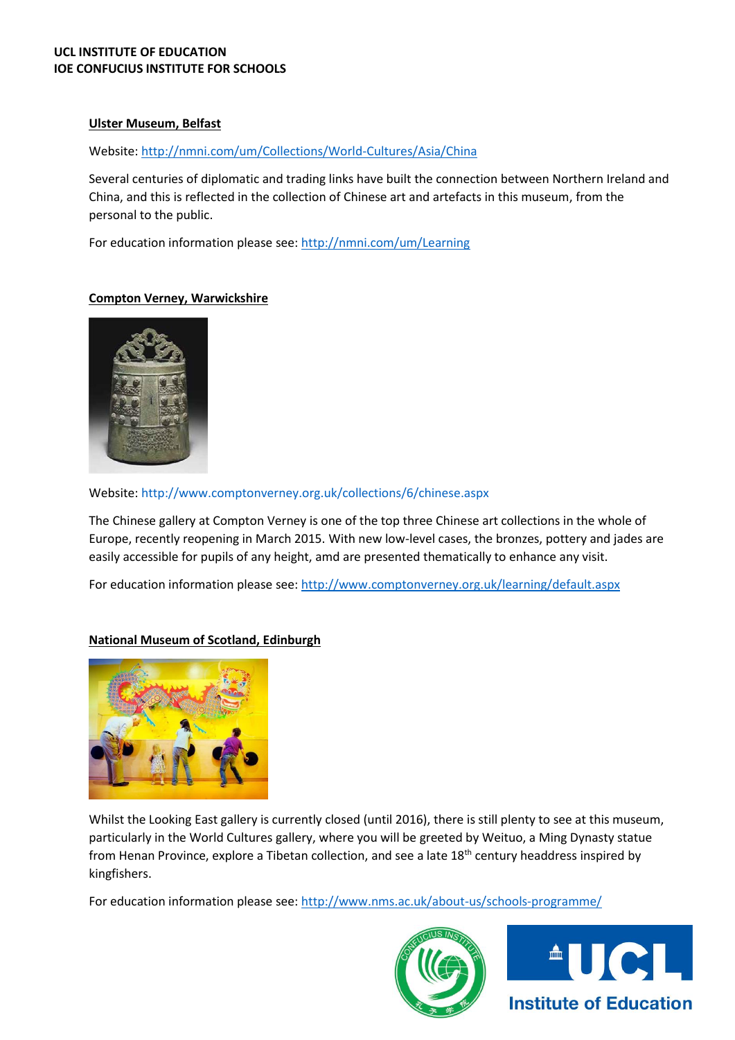### Ulster Museum, Belfast

Website: http://nmni.com/um/Collections/World-Cultures/Asia/China

Several centuries of diplomatic and trading links have built the connection between Northern Ireland and China, and this is reflected in the collection of Chinese art and artefacts in this museum, from the personal to the public.

For education information please see: http://nmni.com/um/Learning

### Compton Verney, Warwickshire

Website: http://www.comptonverney.org.uk/collections/6/chinese.aspx

The Chinese gallery at Compton Verney is one of the top three Chinese art collections in the whole of Europe, recently reopening in March 2015. With new low-level cases, the bronzes, pottery and jades are easily accessible for pupils of any height, amd are presented thematically to enhance any visit.

For education information please see: http://www.comptonverney.org.uk/learning/default.aspx

### National Museum of Scotland, Edinburgh

Whilst the Looking East gallery is currently closed (until 2016), there is still plenty to see at this museum, particularly in the World Cultures gallery, where you will be greeted by Weituo, a Ming Dynasty statue from Henan Province, explore a Tibetan collection, and see a late 18th century headdress inspired by kingfishers.

For education information please see: http://www.nms.ac.uk/about-us/schools-programme/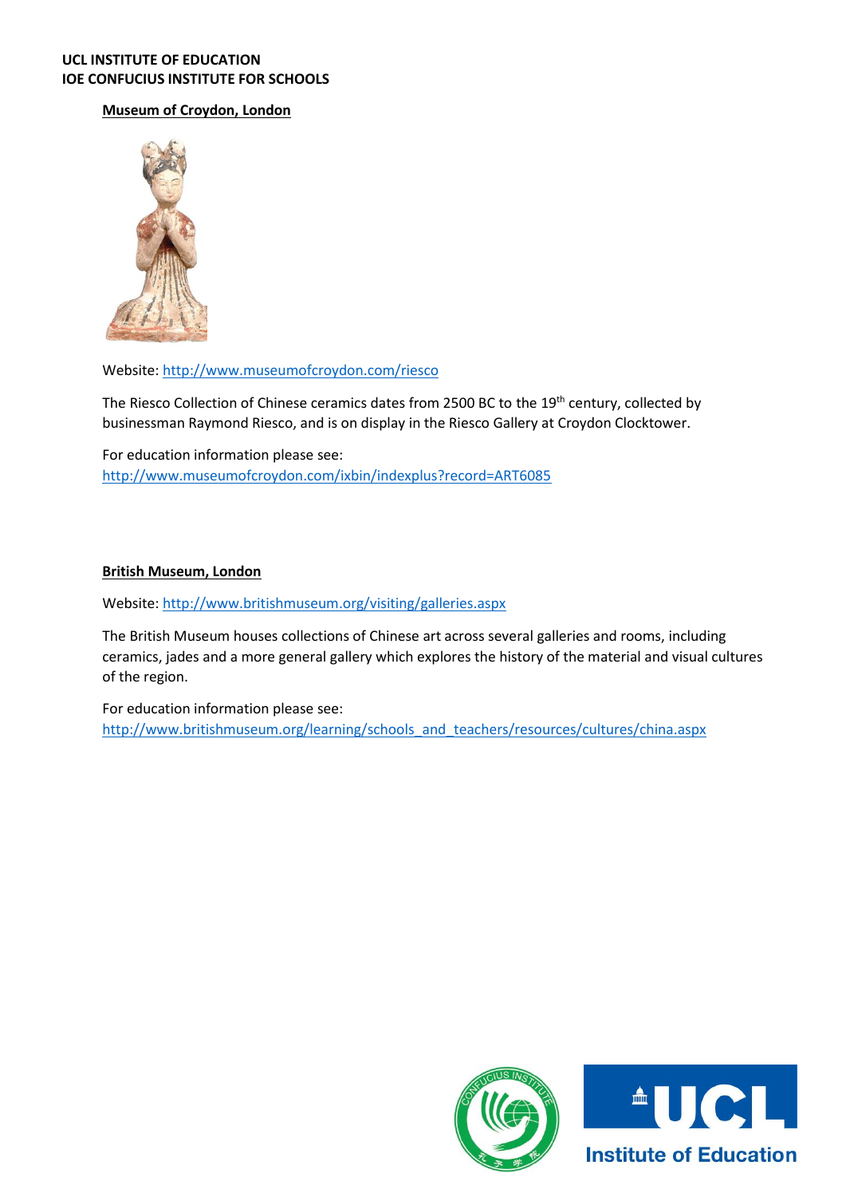**UCL INSTITUTE OF EDUCATION**
**IOE CONFUCIUS INSTITUTE FOR SCHOOLS**

## Museum of Croydon, London

Website: http://www.museumofcroydon.com/riesco

The Riesco Collection of Chinese ceramics dates from 2500 BC to the 19th century, collected by businessman Raymond Riesco, and is on display in the Riesco Gallery at Croydon Clocktower.

For education information please see:
http://www.museumofcroydon.com/ixbin/indexplus?record=ART6085

## British Museum, London

Website: http://www.britishmuseum.org/visiting/galleries.aspx

The British Museum houses collections of Chinese art across several galleries and rooms, including ceramics, jades and a more general gallery which explores the history of the material and visual cultures of the region.

For education information please see:
http://www.britishmuseum.org/learning/schools_and_teachers/resources/cultures/china.aspx